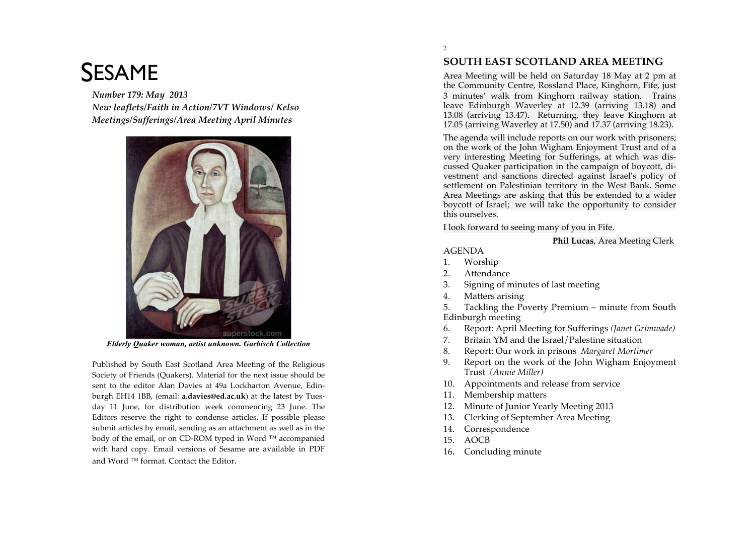# SESAME

***Number 179: May 2013***
***New leaflets/Faith in Action/7VT Windows/ Kelso Meetings/Sufferings/Area Meeting April Minutes***

***Elderly Quaker woman, artist unknown. Garbisch Collection***

Published by South East Scotland Area Meeting of the Religious Society of Friends (Quakers). Material for the next issue should be sent to the editor Alan Davies at 49a Lockharton Avenue, Edinburgh EH14 1BB, (email: **a.davies@ed.ac.uk**) at the latest by Tuesday 11 June, for distribution week commencing 23 June. The Editors reserve the right to condense articles. If possible please submit articles by email, sending as an attachment as well as in the body of the email, or on CD-ROM typed in Word ™ accompanied with hard copy. Email versions of Sesame are available in PDF and Word ™ format. Contact the Editor.

## SOUTH EAST SCOTLAND AREA MEETING

Area Meeting will be held on Saturday 18 May at 2 pm at the Community Centre, Rossland Place, Kinghorn, Fife, just 3 minutes' walk from Kinghorn railway station. Trains leave Edinburgh Waverley at 12.39 (arriving 13.18) and 13.08 (arriving 13.47). Returning, they leave Kinghorn at 17.05 (arriving Waverley at 17.50) and 17.37 (arriving 18.23).

The agenda will include reports on our work with prisoners; on the work of the John Wigham Enjoyment Trust and of a very interesting Meeting for Sufferings, at which was discussed Quaker participation in the campaign of boycott, divestment and sanctions directed against Israel's policy of settlement on Palestinian territory in the West Bank. Some Area Meetings are asking that this be extended to a wider boycott of Israel; we will take the opportunity to consider this ourselves.

I look forward to seeing many of you in Fife.

**Phil Lucas**, Area Meeting Clerk

AGENDA

1. Worship
2. Attendance
3. Signing of minutes of last meeting
4. Matters arising
5. Tackling the Poverty Premium – minute from South Edinburgh meeting
6. Report: April Meeting for Sufferings *(Janet Grimwade)*
7. Britain YM and the Israel/Palestine situation
8. Report: Our work in prisons *Margaret Mortimer*
9. Report on the work of the John Wigham Enjoyment Trust *(Annie Miller)*
10. Appointments and release from service
11. Membership matters
12. Minute of Junior Yearly Meeting 2013
13. Clerking of September Area Meeting
14. Correspondence
15. AOCB
16. Concluding minute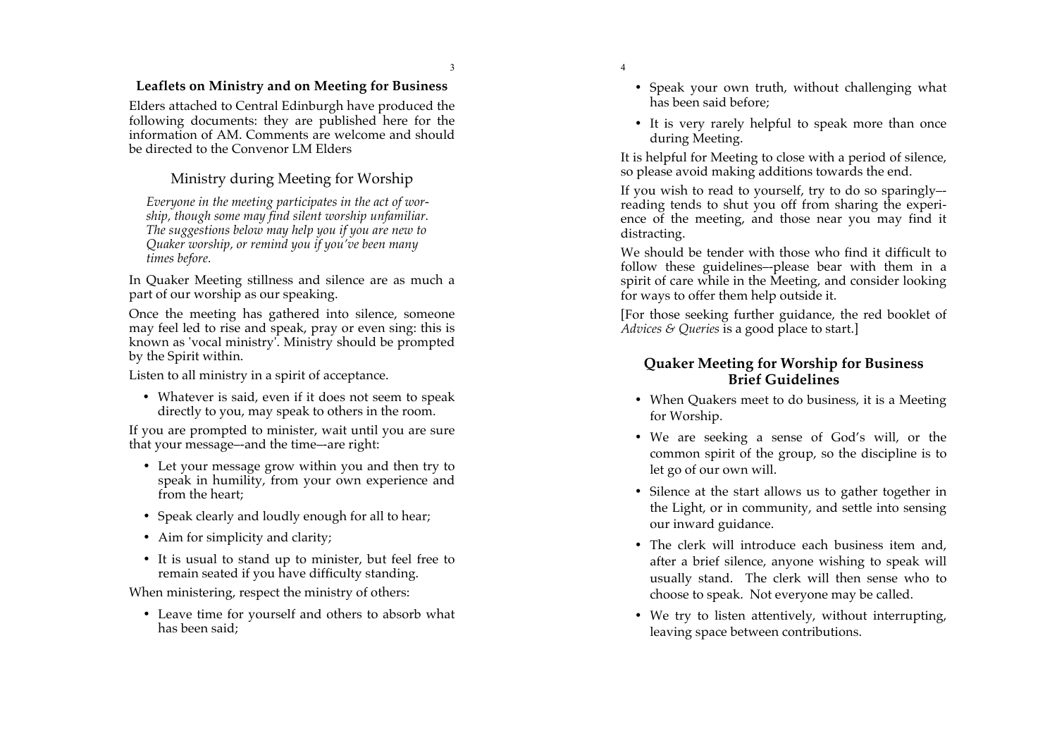### Leaflets on Ministry and on Meeting for Business

Elders attached to Central Edinburgh have produced the following documents: they are published here for the information of AM. Comments are welcome and should be directed to the Convenor LM Elders

## Ministry during Meeting for Worship

*Everyone in the meeting participates in the act of worship, though some may find silent worship unfamiliar. The suggestions below may help you if you are new to Quaker worship, or remind you if you've been many times before.*

In Quaker Meeting stillness and silence are as much a part of our worship as our speaking.

Once the meeting has gathered into silence, someone may feel led to rise and speak, pray or even sing: this is known as 'vocal ministry'. Ministry should be prompted by the Spirit within.

Listen to all ministry in a spirit of acceptance.

- Whatever is said, even if it does not seem to speak directly to you, may speak to others in the room.

If you are prompted to minister, wait until you are sure that your message—and the time—are right:

- Let your message grow within you and then try to speak in humility, from your own experience and from the heart;
- Speak clearly and loudly enough for all to hear;
- Aim for simplicity and clarity;
- It is usual to stand up to minister, but feel free to remain seated if you have difficulty standing.

When ministering, respect the ministry of others:

- Leave time for yourself and others to absorb what has been said;
- Speak your own truth, without challenging what has been said before;
- It is very rarely helpful to speak more than once during Meeting.

It is helpful for Meeting to close with a period of silence, so please avoid making additions towards the end.

If you wish to read to yourself, try to do so sparingly—reading tends to shut you off from sharing the experience of the meeting, and those near you may find it distracting.

We should be tender with those who find it difficult to follow these guidelines—please bear with them in a spirit of care while in the Meeting, and consider looking for ways to offer them help outside it.

[For those seeking further guidance, the red booklet of *Advices & Queries* is a good place to start.]

### Quaker Meeting for Worship for Business Brief Guidelines

- When Quakers meet to do business, it is a Meeting for Worship.
- We are seeking a sense of God's will, or the common spirit of the group, so the discipline is to let go of our own will.
- Silence at the start allows us to gather together in the Light, or in community, and settle into sensing our inward guidance.
- The clerk will introduce each business item and, after a brief silence, anyone wishing to speak will usually stand. The clerk will then sense who to choose to speak. Not everyone may be called.
- We try to listen attentively, without interrupting, leaving space between contributions.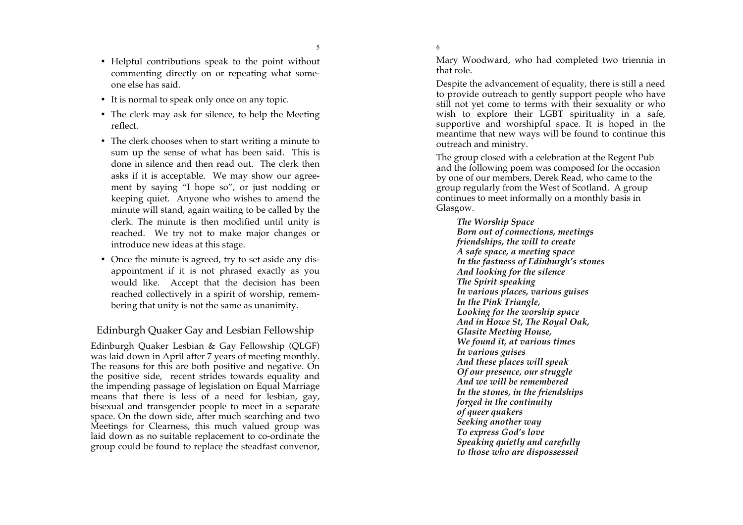- Helpful contributions speak to the point without commenting directly on or repeating what someone else has said.
- It is normal to speak only once on any topic.
- The clerk may ask for silence, to help the Meeting reflect.
- The clerk chooses when to start writing a minute to sum up the sense of what has been said. This is done in silence and then read out. The clerk then asks if it is acceptable. We may show our agreement by saying "I hope so", or just nodding or keeping quiet. Anyone who wishes to amend the minute will stand, again waiting to be called by the clerk. The minute is then modified until unity is reached. We try not to make major changes or introduce new ideas at this stage.
- Once the minute is agreed, try to set aside any disappointment if it is not phrased exactly as you would like. Accept that the decision has been reached collectively in a spirit of worship, remembering that unity is not the same as unanimity.

## Edinburgh Quaker Gay and Lesbian Fellowship

Edinburgh Quaker Lesbian & Gay Fellowship (QLGF) was laid down in April after 7 years of meeting monthly. The reasons for this are both positive and negative. On the positive side, recent strides towards equality and the impending passage of legislation on Equal Marriage means that there is less of a need for lesbian, gay, bisexual and transgender people to meet in a separate space. On the down side, after much searching and two Meetings for Clearness, this much valued group was laid down as no suitable replacement to co-ordinate the group could be found to replace the steadfast convenor, Mary Woodward, who had completed two triennia in that role.

Despite the advancement of equality, there is still a need to provide outreach to gently support people who have still not yet come to terms with their sexuality or who wish to explore their LGBT spirituality in a safe, supportive and worshipful space. It is hoped in the meantime that new ways will be found to continue this outreach and ministry.

The group closed with a celebration at the Regent Pub and the following poem was composed for the occasion by one of our members, Derek Read, who came to the group regularly from the West of Scotland. A group continues to meet informally on a monthly basis in Glasgow.

> ***The Worship Space***
> ***Born out of connections, meetings***
> ***friendships, the will to create***
> ***A safe space, a meeting space***
> ***In the fastness of Edinburgh's stones***
> ***And looking for the silence***
> ***The Spirit speaking***
> ***In various places, various guises***
> ***In the Pink Triangle,***
> ***Looking for the worship space***
> ***And in Howe St, The Royal Oak,***
> ***Glasite Meeting House,***
> ***We found it, at various times***
> ***In various guises***
> ***And these places will speak***
> ***Of our presence, our struggle***
> ***And we will be remembered***
> ***In the stones, in the friendships***
> ***forged in the continuity***
> ***of queer quakers***
> ***Seeking another way***
> ***To express God's love***
> ***Speaking quietly and carefully***
> ***to those who are dispossessed***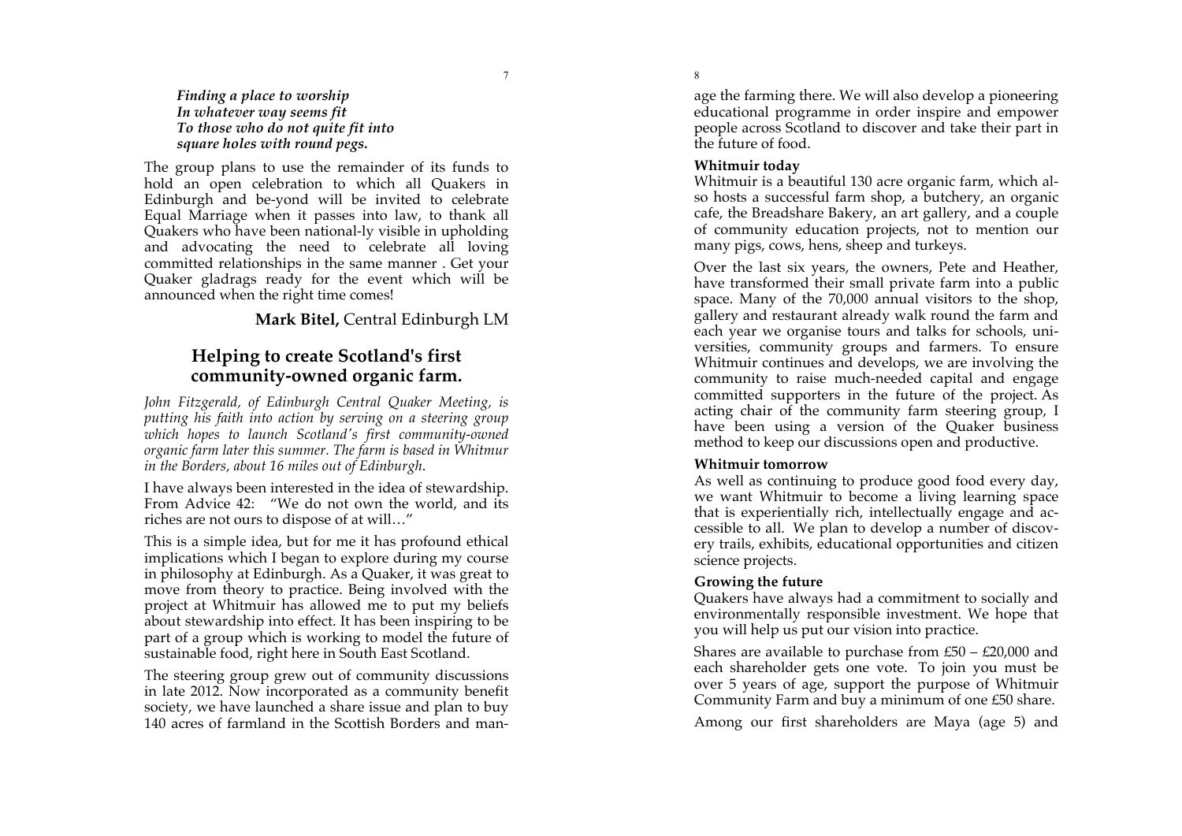*__Finding a place to worship__*
*__In whatever way seems fit__*
*__To those who do not quite fit into__*
*__square holes with round pegs.__*

The group plans to use the remainder of its funds to hold an open celebration to which all Quakers in Edinburgh and be-yond will be invited to celebrate Equal Marriage when it passes into law, to thank all Quakers who have been national-ly visible in upholding and advocating the need to celebrate all loving committed relationships in the same manner . Get your Quaker gladrags ready for the event which will be announced when the right time comes!

**Mark Bitel,** Central Edinburgh LM

## Helping to create Scotland's first community-owned organic farm.

*John Fitzgerald, of Edinburgh Central Quaker Meeting, is putting his faith into action by serving on a steering group which hopes to launch Scotland's first community-owned organic farm later this summer. The farm is based in Whitmur in the Borders, about 16 miles out of Edinburgh.*

I have always been interested in the idea of stewardship. From Advice 42: "We do not own the world, and its riches are not ours to dispose of at will…"

This is a simple idea, but for me it has profound ethical implications which I began to explore during my course in philosophy at Edinburgh. As a Quaker, it was great to move from theory to practice. Being involved with the project at Whitmuir has allowed me to put my beliefs about stewardship into effect. It has been inspiring to be part of a group which is working to model the future of sustainable food, right here in South East Scotland.

The steering group grew out of community discussions in late 2012. Now incorporated as a community benefit society, we have launched a share issue and plan to buy 140 acres of farmland in the Scottish Borders and manage the farming there. We will also develop a pioneering educational programme in order inspire and empower people across Scotland to discover and take their part in the future of food.

**Whitmuir today**

Whitmuir is a beautiful 130 acre organic farm, which also hosts a successful farm shop, a butchery, an organic cafe, the Breadshare Bakery, an art gallery, and a couple of community education projects, not to mention our many pigs, cows, hens, sheep and turkeys.

Over the last six years, the owners, Pete and Heather, have transformed their small private farm into a public space. Many of the 70,000 annual visitors to the shop, gallery and restaurant already walk round the farm and each year we organise tours and talks for schools, universities, community groups and farmers. To ensure Whitmuir continues and develops, we are involving the community to raise much-needed capital and engage committed supporters in the future of the project. As acting chair of the community farm steering group, I have been using a version of the Quaker business method to keep our discussions open and productive.

**Whitmuir tomorrow**

As well as continuing to produce good food every day, we want Whitmuir to become a living learning space that is experientially rich, intellectually engage and accessible to all. We plan to develop a number of discovery trails, exhibits, educational opportunities and citizen science projects.

**Growing the future**

Quakers have always had a commitment to socially and environmentally responsible investment. We hope that you will help us put our vision into practice.

Shares are available to purchase from £50 – £20,000 and each shareholder gets one vote. To join you must be over 5 years of age, support the purpose of Whitmuir Community Farm and buy a minimum of one £50 share.

Among our first shareholders are Maya (age 5) and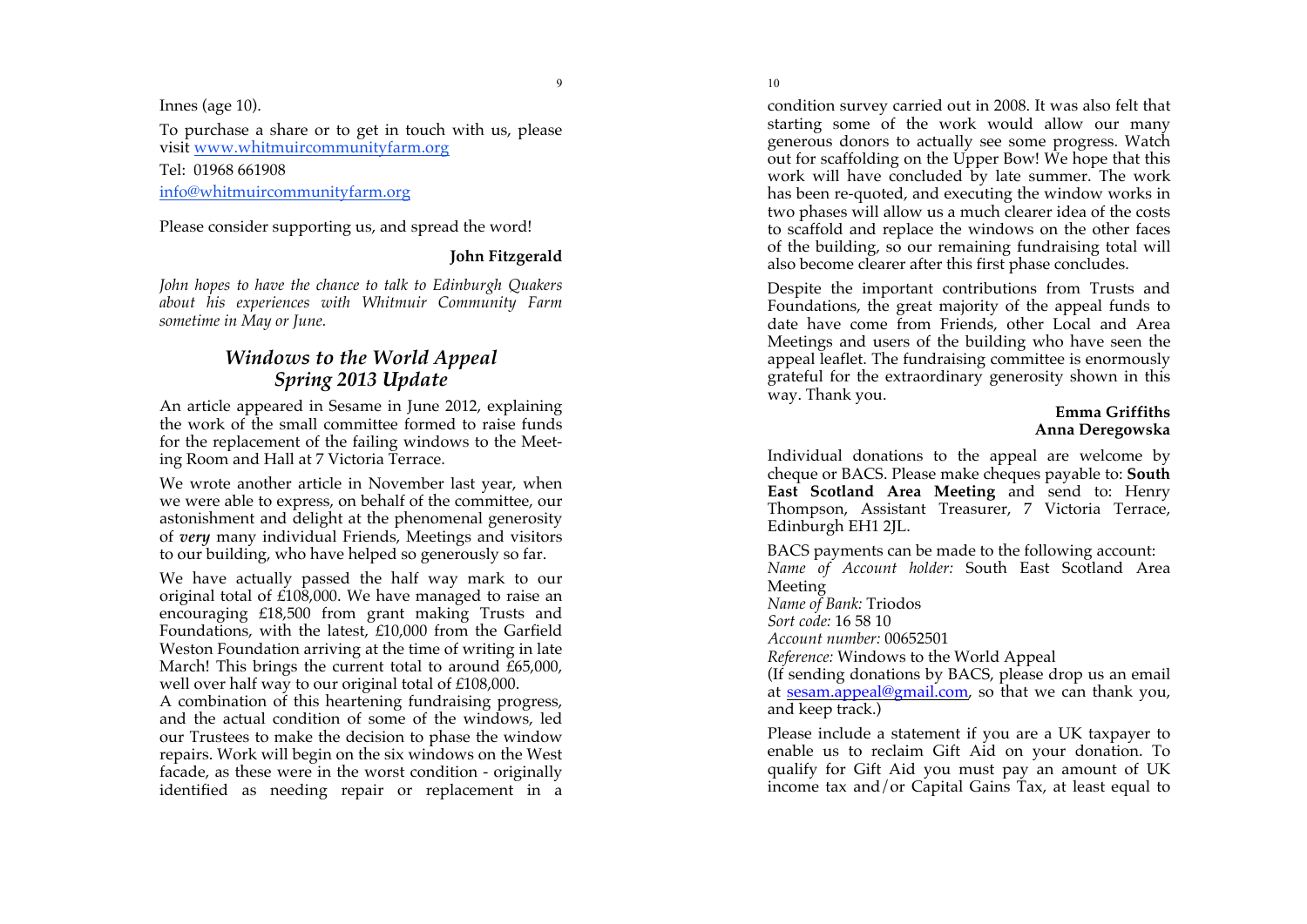Innes (age 10).

To purchase a share or to get in touch with us, please visit www.whitmuircommunityfarm.org

Tel: 01968 661908

info@whitmuircommunityfarm.org

Please consider supporting us, and spread the word!

**John Fitzgerald**

*John hopes to have the chance to talk to Edinburgh Quakers about his experiences with Whitmuir Community Farm sometime in May or June.*

## *Windows to the World Appeal Spring 2013 Update*

An article appeared in Sesame in June 2012, explaining the work of the small committee formed to raise funds for the replacement of the failing windows to the Meeting Room and Hall at 7 Victoria Terrace.

We wrote another article in November last year, when we were able to express, on behalf of the committee, our astonishment and delight at the phenomenal generosity of ***very*** many individual Friends, Meetings and visitors to our building, who have helped so generously so far.

We have actually passed the half way mark to our original total of £108,000. We have managed to raise an encouraging £18,500 from grant making Trusts and Foundations, with the latest, £10,000 from the Garfield Weston Foundation arriving at the time of writing in late March! This brings the current total to around £65,000, well over half way to our original total of £108,000.

A combination of this heartening fundraising progress, and the actual condition of some of the windows, led our Trustees to make the decision to phase the window repairs. Work will begin on the six windows on the West facade, as these were in the worst condition - originally identified as needing repair or replacement in a condition survey carried out in 2008. It was also felt that starting some of the work would allow our many generous donors to actually see some progress. Watch out for scaffolding on the Upper Bow! We hope that this work will have concluded by late summer. The work has been re-quoted, and executing the window works in two phases will allow us a much clearer idea of the costs to scaffold and replace the windows on the other faces of the building, so our remaining fundraising total will also become clearer after this first phase concludes.

Despite the important contributions from Trusts and Foundations, the great majority of the appeal funds to date have come from Friends, other Local and Area Meetings and users of the building who have seen the appeal leaflet. The fundraising committee is enormously grateful for the extraordinary generosity shown in this way. Thank you.

**Emma Griffiths**
**Anna Deregowska**

Individual donations to the appeal are welcome by cheque or BACS. Please make cheques payable to: **South East Scotland Area Meeting** and send to: Henry Thompson, Assistant Treasurer, 7 Victoria Terrace, Edinburgh EH1 2JL.

BACS payments can be made to the following account:
*Name of Account holder:* South East Scotland Area Meeting
*Name of Bank:* Triodos
*Sort code:* 16 58 10
*Account number:* 00652501
*Reference:* Windows to the World Appeal
(If sending donations by BACS, please drop us an email at sesam.appeal@gmail.com, so that we can thank you, and keep track.)

Please include a statement if you are a UK taxpayer to enable us to reclaim Gift Aid on your donation. To qualify for Gift Aid you must pay an amount of UK income tax and/or Capital Gains Tax, at least equal to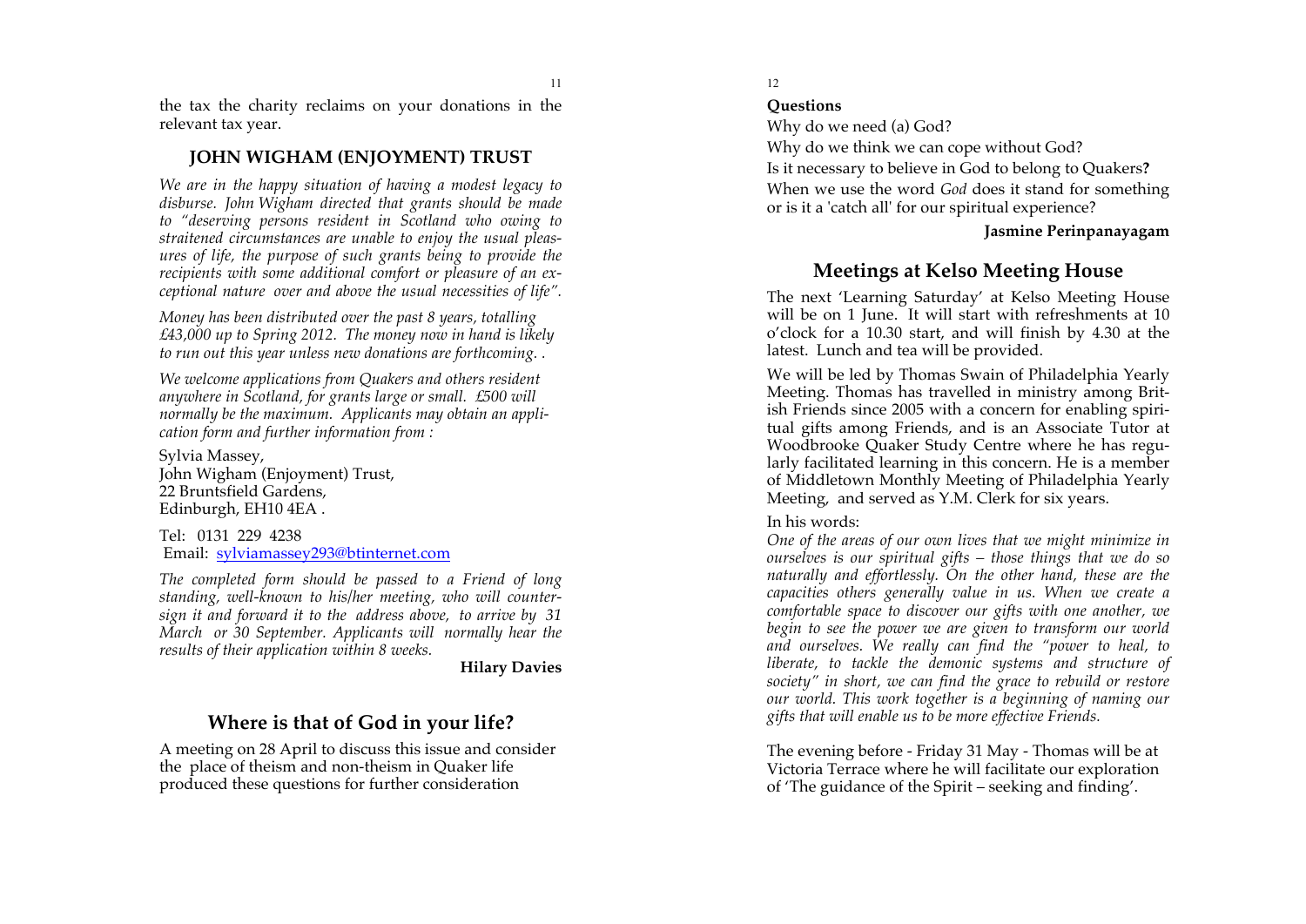the tax the charity reclaims on your donations in the relevant tax year.

## JOHN WIGHAM (ENJOYMENT) TRUST

*We are in the happy situation of having a modest legacy to disburse. John Wigham directed that grants should be made to "deserving persons resident in Scotland who owing to straitened circumstances are unable to enjoy the usual pleasures of life, the purpose of such grants being to provide the recipients with some additional comfort or pleasure of an exceptional nature over and above the usual necessities of life".*

*Money has been distributed over the past 8 years, totalling £43,000 up to Spring 2012. The money now in hand is likely to run out this year unless new donations are forthcoming. .*

*We welcome applications from Quakers and others resident anywhere in Scotland, for grants large or small. £500 will normally be the maximum. Applicants may obtain an application form and further information from :*

Sylvia Massey,
John Wigham (Enjoyment) Trust,
22 Bruntsfield Gardens,
Edinburgh, EH10 4EA .

Tel: 0131 229 4238
Email: sylviamassey293@btinternet.com

*The completed form should be passed to a Friend of long standing, well-known to his/her meeting, who will countersign it and forward it to the address above, to arrive by 31 March or 30 September. Applicants will normally hear the results of their application within 8 weeks.*

**Hilary Davies**

## Where is that of God in your life?

A meeting on 28 April to discuss this issue and consider the place of theism and non-theism in Quaker life produced these questions for further consideration

**Questions**

Why do we need (a) God?

Why do we think we can cope without God?

Is it necessary to believe in God to belong to Quakers**?**

When we use the word *God* does it stand for something or is it a 'catch all' for our spiritual experience?

**Jasmine Perinpanayagam**

## Meetings at Kelso Meeting House

The next 'Learning Saturday' at Kelso Meeting House will be on 1 June. It will start with refreshments at 10 o'clock for a 10.30 start, and will finish by 4.30 at the latest. Lunch and tea will be provided.

We will be led by Thomas Swain of Philadelphia Yearly Meeting. Thomas has travelled in ministry among British Friends since 2005 with a concern for enabling spiritual gifts among Friends, and is an Associate Tutor at Woodbrooke Quaker Study Centre where he has regularly facilitated learning in this concern. He is a member of Middletown Monthly Meeting of Philadelphia Yearly Meeting, and served as Y.M. Clerk for six years.

In his words:

*One of the areas of our own lives that we might minimize in ourselves is our spiritual gifts – those things that we do so naturally and effortlessly. On the other hand, these are the capacities others generally value in us. When we create a comfortable space to discover our gifts with one another, we begin to see the power we are given to transform our world and ourselves. We really can find the "power to heal, to liberate, to tackle the demonic systems and structure of society" in short, we can find the grace to rebuild or restore our world. This work together is a beginning of naming our gifts that will enable us to be more effective Friends.*

The evening before - Friday 31 May - Thomas will be at Victoria Terrace where he will facilitate our exploration of 'The guidance of the Spirit – seeking and finding'.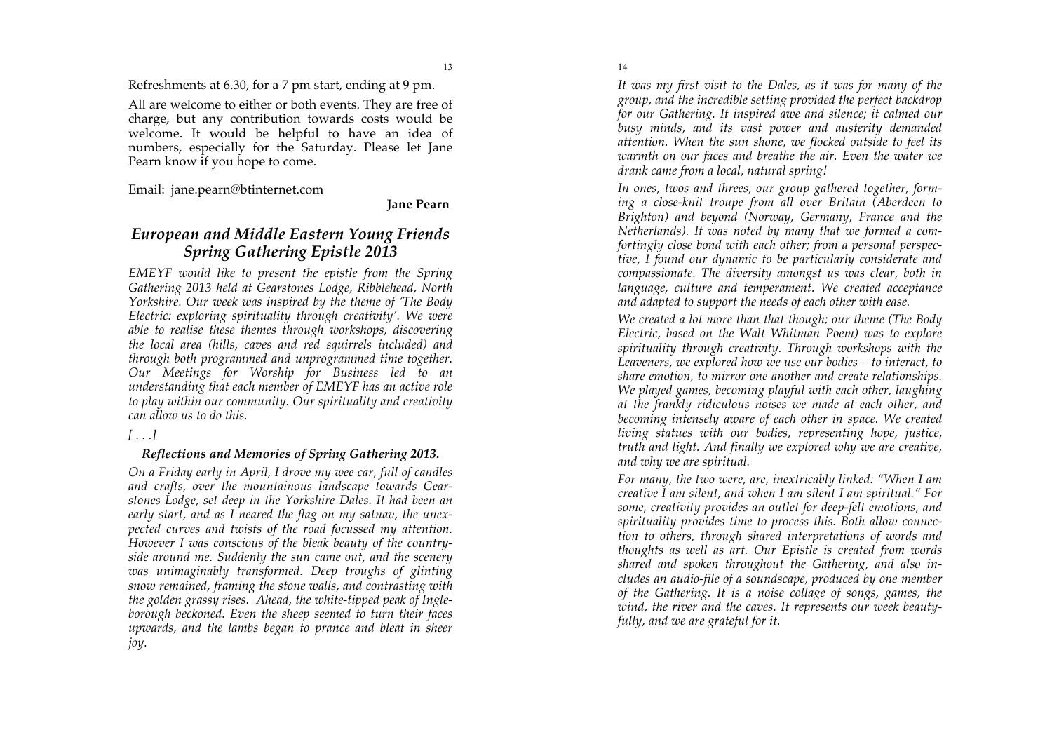Refreshments at 6.30, for a 7 pm start, ending at 9 pm.

All are welcome to either or both events. They are free of charge, but any contribution towards costs would be welcome. It would be helpful to have an idea of numbers, especially for the Saturday. Please let Jane Pearn know if you hope to come.

Email: jane.pearn@btinternet.com

**Jane Pearn**

## *European and Middle Eastern Young Friends Spring Gathering Epistle 2013*

*EMEYF would like to present the epistle from the Spring Gathering 2013 held at Gearstones Lodge, Ribblehead, North Yorkshire. Our week was inspired by the theme of 'The Body Electric: exploring spirituality through creativity'. We were able to realise these themes through workshops, discovering the local area (hills, caves and red squirrels included) and through both programmed and unprogrammed time together. Our Meetings for Worship for Business led to an understanding that each member of EMEYF has an active role to play within our community. Our spirituality and creativity can allow us to do this.*

*[ . . .]*

### *Reflections and Memories of Spring Gathering 2013.*

*On a Friday early in April, I drove my wee car, full of candles and crafts, over the mountainous landscape towards Gearstones Lodge, set deep in the Yorkshire Dales. It had been an early start, and as I neared the flag on my satnav, the unexpected curves and twists of the road focussed my attention. However I was conscious of the bleak beauty of the countryside around me. Suddenly the sun came out, and the scenery was unimaginably transformed. Deep troughs of glinting snow remained, framing the stone walls, and contrasting with the golden grassy rises. Ahead, the white-tipped peak of Ingleborough beckoned. Even the sheep seemed to turn their faces upwards, and the lambs began to prance and bleat in sheer joy.*

*It was my first visit to the Dales, as it was for many of the group, and the incredible setting provided the perfect backdrop for our Gathering. It inspired awe and silence; it calmed our busy minds, and its vast power and austerity demanded attention. When the sun shone, we flocked outside to feel its warmth on our faces and breathe the air. Even the water we drank came from a local, natural spring!*

*In ones, twos and threes, our group gathered together, forming a close-knit troupe from all over Britain (Aberdeen to Brighton) and beyond (Norway, Germany, France and the Netherlands). It was noted by many that we formed a comfortingly close bond with each other; from a personal perspective, I found our dynamic to be particularly considerate and compassionate. The diversity amongst us was clear, both in language, culture and temperament. We created acceptance and adapted to support the needs of each other with ease.*

*We created a lot more than that though; our theme (The Body Electric, based on the Walt Whitman Poem) was to explore spirituality through creativity. Through workshops with the Leaveners, we explored how we use our bodies – to interact, to share emotion, to mirror one another and create relationships. We played games, becoming playful with each other, laughing at the frankly ridiculous noises we made at each other, and becoming intensely aware of each other in space. We created living statues with our bodies, representing hope, justice, truth and light. And finally we explored why we are creative, and why we are spiritual.*

*For many, the two were, are, inextricably linked: "When I am creative I am silent, and when I am silent I am spiritual." For some, creativity provides an outlet for deep-felt emotions, and spirituality provides time to process this. Both allow connection to others, through shared interpretations of words and thoughts as well as art. Our Epistle is created from words shared and spoken throughout the Gathering, and also includes an audio-file of a soundscape, produced by one member of the Gathering. It is a noise collage of songs, games, the wind, the river and the caves. It represents our week beautyfully, and we are grateful for it.*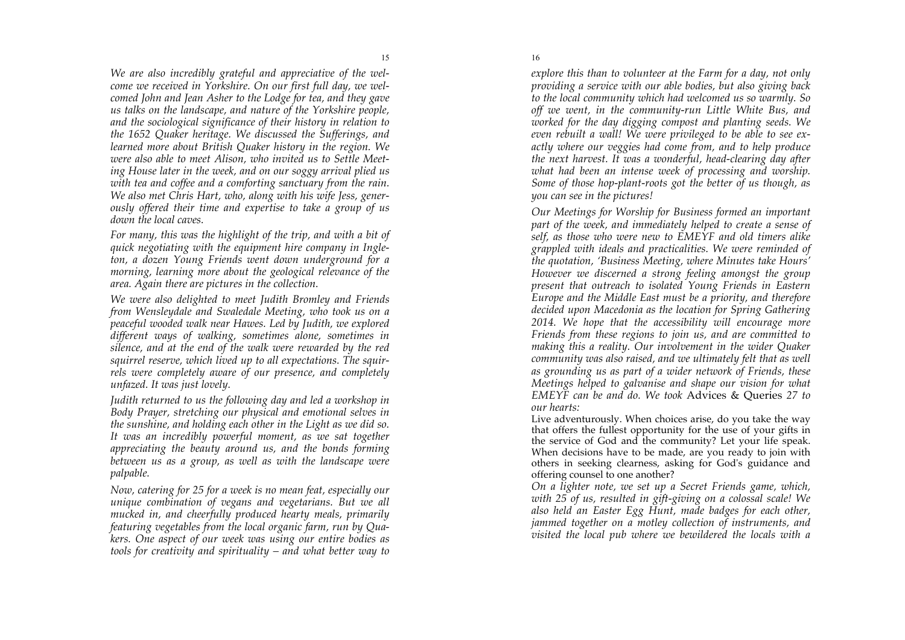*We are also incredibly grateful and appreciative of the welcome we received in Yorkshire. On our first full day, we welcomed John and Jean Asher to the Lodge for tea, and they gave us talks on the landscape, and nature of the Yorkshire people, and the sociological significance of their history in relation to the 1652 Quaker heritage. We discussed the Sufferings, and learned more about British Quaker history in the region. We were also able to meet Alison, who invited us to Settle Meeting House later in the week, and on our soggy arrival plied us with tea and coffee and a comforting sanctuary from the rain. We also met Chris Hart, who, along with his wife Jess, generously offered their time and expertise to take a group of us down the local caves.*

*For many, this was the highlight of the trip, and with a bit of quick negotiating with the equipment hire company in Ingleton, a dozen Young Friends went down underground for a morning, learning more about the geological relevance of the area. Again there are pictures in the collection.*

*We were also delighted to meet Judith Bromley and Friends from Wensleydale and Swaledale Meeting, who took us on a peaceful wooded walk near Hawes. Led by Judith, we explored different ways of walking, sometimes alone, sometimes in silence, and at the end of the walk were rewarded by the red squirrel reserve, which lived up to all expectations. The squirrels were completely aware of our presence, and completely unfazed. It was just lovely.*

*Judith returned to us the following day and led a workshop in Body Prayer, stretching our physical and emotional selves in the sunshine, and holding each other in the Light as we did so. It was an incredibly powerful moment, as we sat together appreciating the beauty around us, and the bonds forming between us as a group, as well as with the landscape were palpable.*

*Now, catering for 25 for a week is no mean feat, especially our unique combination of vegans and vegetarians. But we all mucked in, and cheerfully produced hearty meals, primarily featuring vegetables from the local organic farm, run by Quakers. One aspect of our week was using our entire bodies as tools for creativity and spirituality – and what better way to explore this than to volunteer at the Farm for a day, not only providing a service with our able bodies, but also giving back to the local community which had welcomed us so warmly. So off we went, in the community-run Little White Bus, and worked for the day digging compost and planting seeds. We even rebuilt a wall! We were privileged to be able to see exactly where our veggies had come from, and to help produce the next harvest. It was a wonderful, head-clearing day after what had been an intense week of processing and worship. Some of those hop-plant-roots got the better of us though, as you can see in the pictures!*

*Our Meetings for Worship for Business formed an important part of the week, and immediately helped to create a sense of self, as those who were new to EMEYF and old timers alike grappled with ideals and practicalities. We were reminded of the quotation, 'Business Meeting, where Minutes take Hours' However we discerned a strong feeling amongst the group present that outreach to isolated Young Friends in Eastern Europe and the Middle East must be a priority, and therefore decided upon Macedonia as the location for Spring Gathering 2014. We hope that the accessibility will encourage more Friends from these regions to join us, and are committed to making this a reality. Our involvement in the wider Quaker community was also raised, and we ultimately felt that as well as grounding us as part of a wider network of Friends, these Meetings helped to galvanise and shape our vision for what EMEYF can be and do. We took* Advices & Queries *27 to our hearts:*

Live adventurously. When choices arise, do you take the way that offers the fullest opportunity for the use of your gifts in the service of God and the community? Let your life speak. When decisions have to be made, are you ready to join with others in seeking clearness, asking for God's guidance and offering counsel to one another?

*On a lighter note, we set up a Secret Friends game, which, with 25 of us, resulted in gift-giving on a colossal scale! We also held an Easter Egg Hunt, made badges for each other, jammed together on a motley collection of instruments, and visited the local pub where we bewildered the locals with a*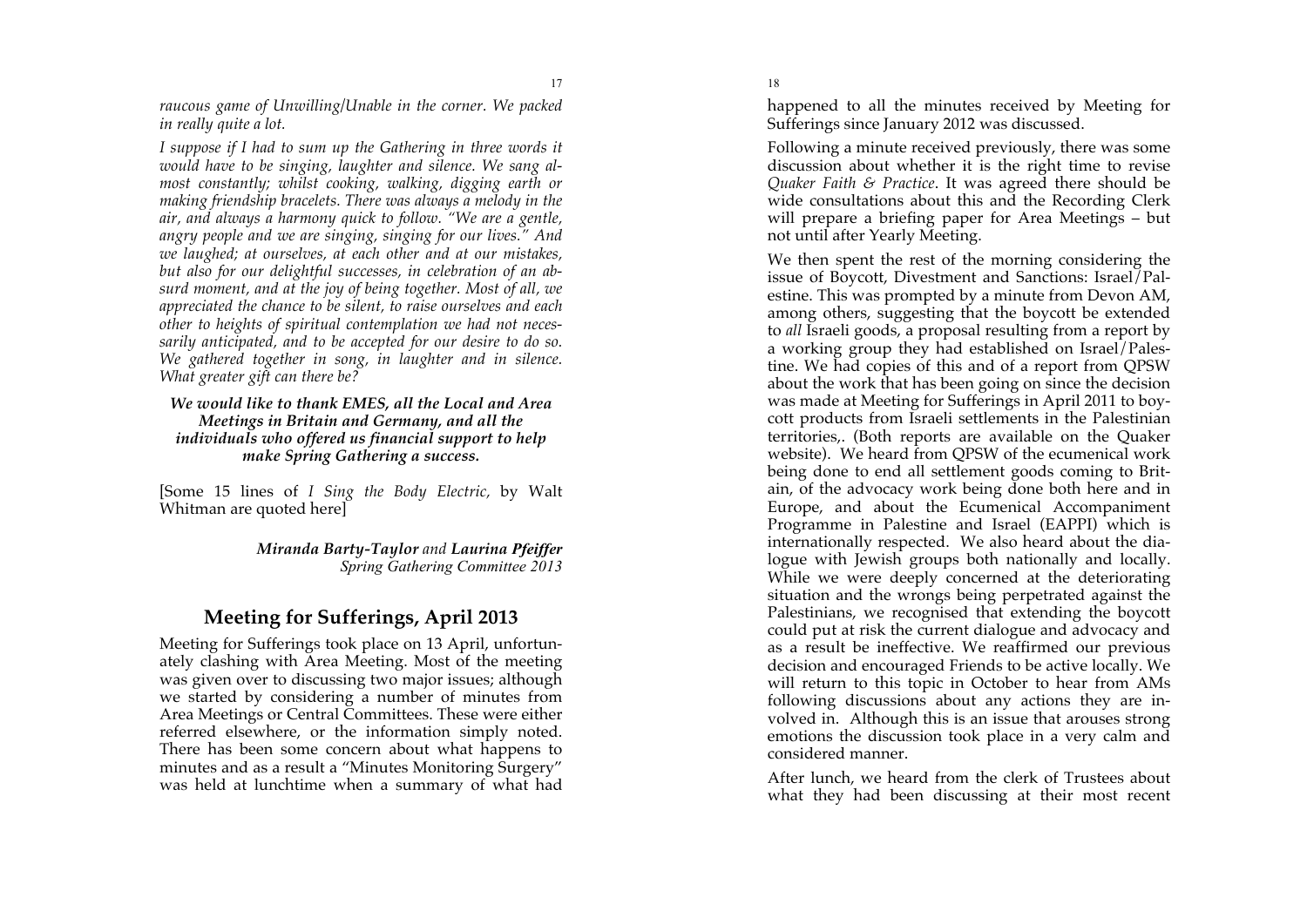*raucous game of Unwilling/Unable in the corner. We packed in really quite a lot.*

*I suppose if I had to sum up the Gathering in three words it would have to be singing, laughter and silence. We sang almost constantly; whilst cooking, walking, digging earth or making friendship bracelets. There was always a melody in the air, and always a harmony quick to follow. "We are a gentle, angry people and we are singing, singing for our lives." And we laughed; at ourselves, at each other and at our mistakes, but also for our delightful successes, in celebration of an absurd moment, and at the joy of being together. Most of all, we appreciated the chance to be silent, to raise ourselves and each other to heights of spiritual contemplation we had not necessarily anticipated, and to be accepted for our desire to do so. We gathered together in song, in laughter and in silence. What greater gift can there be?*

***We would like to thank EMES, all the Local and Area Meetings in Britain and Germany, and all the individuals who offered us financial support to help make Spring Gathering a success.***

[Some 15 lines of *I Sing the Body Electric,* by Walt Whitman are quoted here]

***Miranda Barty-Taylor** and **Laurina Pfeiffer***
*Spring Gathering Committee 2013*

## Meeting for Sufferings, April 2013

Meeting for Sufferings took place on 13 April, unfortunately clashing with Area Meeting. Most of the meeting was given over to discussing two major issues; although we started by considering a number of minutes from Area Meetings or Central Committees. These were either referred elsewhere, or the information simply noted. There has been some concern about what happens to minutes and as a result a "Minutes Monitoring Surgery" was held at lunchtime when a summary of what had happened to all the minutes received by Meeting for Sufferings since January 2012 was discussed.

Following a minute received previously, there was some discussion about whether it is the right time to revise *Quaker Faith & Practice*. It was agreed there should be wide consultations about this and the Recording Clerk will prepare a briefing paper for Area Meetings – but not until after Yearly Meeting.

We then spent the rest of the morning considering the issue of Boycott, Divestment and Sanctions: Israel/Palestine. This was prompted by a minute from Devon AM, among others, suggesting that the boycott be extended to *all* Israeli goods, a proposal resulting from a report by a working group they had established on Israel/Palestine. We had copies of this and of a report from QPSW about the work that has been going on since the decision was made at Meeting for Sufferings in April 2011 to boycott products from Israeli settlements in the Palestinian territories,. (Both reports are available on the Quaker website). We heard from QPSW of the ecumenical work being done to end all settlement goods coming to Britain, of the advocacy work being done both here and in Europe, and about the Ecumenical Accompaniment Programme in Palestine and Israel (EAPPI) which is internationally respected. We also heard about the dialogue with Jewish groups both nationally and locally. While we were deeply concerned at the deteriorating situation and the wrongs being perpetrated against the Palestinians, we recognised that extending the boycott could put at risk the current dialogue and advocacy and as a result be ineffective. We reaffirmed our previous decision and encouraged Friends to be active locally. We will return to this topic in October to hear from AMs following discussions about any actions they are involved in. Although this is an issue that arouses strong emotions the discussion took place in a very calm and considered manner.

After lunch, we heard from the clerk of Trustees about what they had been discussing at their most recent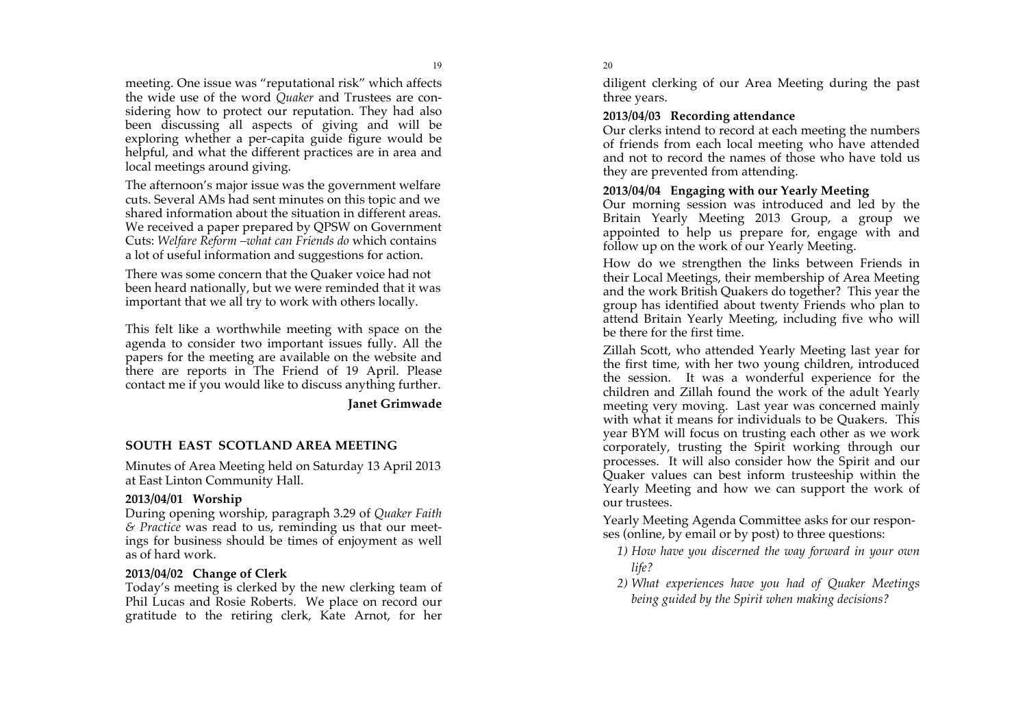meeting. One issue was "reputational risk" which affects the wide use of the word *Quaker* and Trustees are considering how to protect our reputation. They had also been discussing all aspects of giving and will be exploring whether a per-capita guide figure would be helpful, and what the different practices are in area and local meetings around giving.

The afternoon's major issue was the government welfare cuts. Several AMs had sent minutes on this topic and we shared information about the situation in different areas. We received a paper prepared by QPSW on Government Cuts: *Welfare Reform –what can Friends do* which contains a lot of useful information and suggestions for action.

There was some concern that the Quaker voice had not been heard nationally, but we were reminded that it was important that we all try to work with others locally.

This felt like a worthwhile meeting with space on the agenda to consider two important issues fully. All the papers for the meeting are available on the website and there are reports in The Friend of 19 April. Please contact me if you would like to discuss anything further.

**Janet Grimwade**

## SOUTH EAST SCOTLAND AREA MEETING

Minutes of Area Meeting held on Saturday 13 April 2013 at East Linton Community Hall.

**2013/04/01 Worship**

During opening worship, paragraph 3.29 of *Quaker Faith & Practice* was read to us, reminding us that our meetings for business should be times of enjoyment as well as of hard work.

**2013/04/02 Change of Clerk**

Today's meeting is clerked by the new clerking team of Phil Lucas and Rosie Roberts. We place on record our gratitude to the retiring clerk, Kate Arnot, for her diligent clerking of our Area Meeting during the past three years.

**2013/04/03 Recording attendance**

Our clerks intend to record at each meeting the numbers of friends from each local meeting who have attended and not to record the names of those who have told us they are prevented from attending.

**2013/04/04 Engaging with our Yearly Meeting**

Our morning session was introduced and led by the Britain Yearly Meeting 2013 Group, a group we appointed to help us prepare for, engage with and follow up on the work of our Yearly Meeting.

How do we strengthen the links between Friends in their Local Meetings, their membership of Area Meeting and the work British Quakers do together? This year the group has identified about twenty Friends who plan to attend Britain Yearly Meeting, including five who will be there for the first time.

Zillah Scott, who attended Yearly Meeting last year for the first time, with her two young children, introduced the session. It was a wonderful experience for the children and Zillah found the work of the adult Yearly meeting very moving. Last year was concerned mainly with what it means for individuals to be Quakers. This year BYM will focus on trusting each other as we work corporately, trusting the Spirit working through our processes. It will also consider how the Spirit and our Quaker values can best inform trusteeship within the Yearly Meeting and how we can support the work of our trustees.

Yearly Meeting Agenda Committee asks for our responses (online, by email or by post) to three questions:

1) *How have you discerned the way forward in your own life?*
2) *What experiences have you had of Quaker Meetings being guided by the Spirit when making decisions?*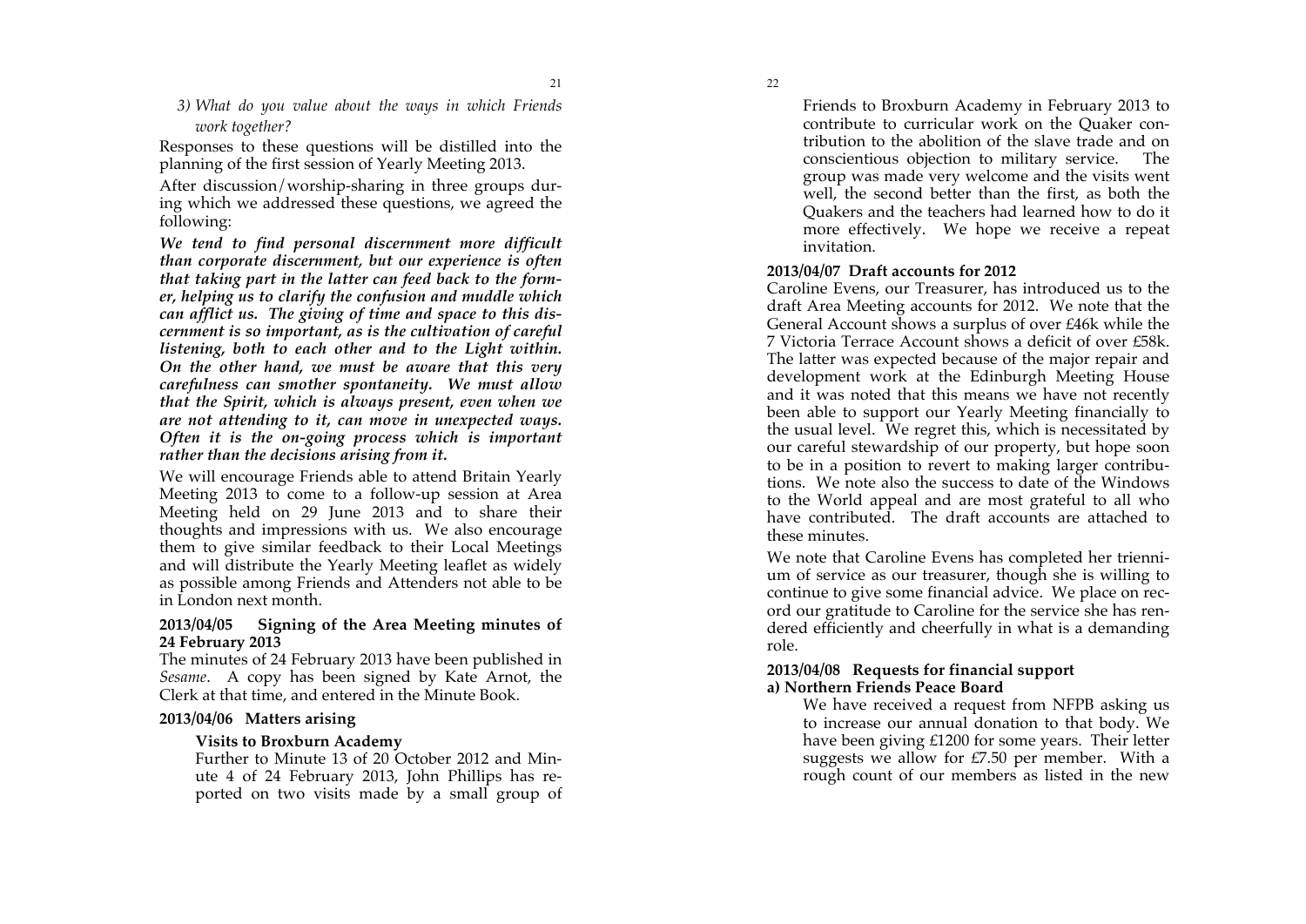*3) What do you value about the ways in which Friends work together?*

Responses to these questions will be distilled into the planning of the first session of Yearly Meeting 2013.

After discussion/worship-sharing in three groups during which we addressed these questions, we agreed the following:

***We tend to find personal discernment more difficult than corporate discernment, but our experience is often that taking part in the latter can feed back to the former, helping us to clarify the confusion and muddle which can afflict us. The giving of time and space to this discernment is so important, as is the cultivation of careful listening, both to each other and to the Light within. On the other hand, we must be aware that this very carefulness can smother spontaneity. We must allow that the Spirit, which is always present, even when we are not attending to it, can move in unexpected ways. Often it is the on-going process which is important rather than the decisions arising from it.***

We will encourage Friends able to attend Britain Yearly Meeting 2013 to come to a follow-up session at Area Meeting held on 29 June 2013 and to share their thoughts and impressions with us. We also encourage them to give similar feedback to their Local Meetings and will distribute the Yearly Meeting leaflet as widely as possible among Friends and Attenders not able to be in London next month.

**2013/04/05 Signing of the Area Meeting minutes of 24 February 2013**

The minutes of 24 February 2013 have been published in *Sesame*. A copy has been signed by Kate Arnot, the Clerk at that time, and entered in the Minute Book.

**2013/04/06 Matters arising**

**Visits to Broxburn Academy**

Further to Minute 13 of 20 October 2012 and Minute 4 of 24 February 2013, John Phillips has reported on two visits made by a small group of Friends to Broxburn Academy in February 2013 to contribute to curricular work on the Quaker contribution to the abolition of the slave trade and on conscientious objection to military service. The group was made very welcome and the visits went well, the second better than the first, as both the Quakers and the teachers had learned how to do it more effectively. We hope we receive a repeat invitation.

**2013/04/07 Draft accounts for 2012**

Caroline Evens, our Treasurer, has introduced us to the draft Area Meeting accounts for 2012. We note that the General Account shows a surplus of over £46k while the 7 Victoria Terrace Account shows a deficit of over £58k. The latter was expected because of the major repair and development work at the Edinburgh Meeting House and it was noted that this means we have not recently been able to support our Yearly Meeting financially to the usual level. We regret this, which is necessitated by our careful stewardship of our property, but hope soon to be in a position to revert to making larger contributions. We note also the success to date of the Windows to the World appeal and are most grateful to all who have contributed. The draft accounts are attached to these minutes.

We note that Caroline Evens has completed her triennium of service as our treasurer, though she is willing to continue to give some financial advice. We place on record our gratitude to Caroline for the service she has rendered efficiently and cheerfully in what is a demanding role.

**2013/04/08 Requests for financial support**

**a) Northern Friends Peace Board**

We have received a request from NFPB asking us to increase our annual donation to that body. We have been giving £1200 for some years. Their letter suggests we allow for £7.50 per member. With a rough count of our members as listed in the new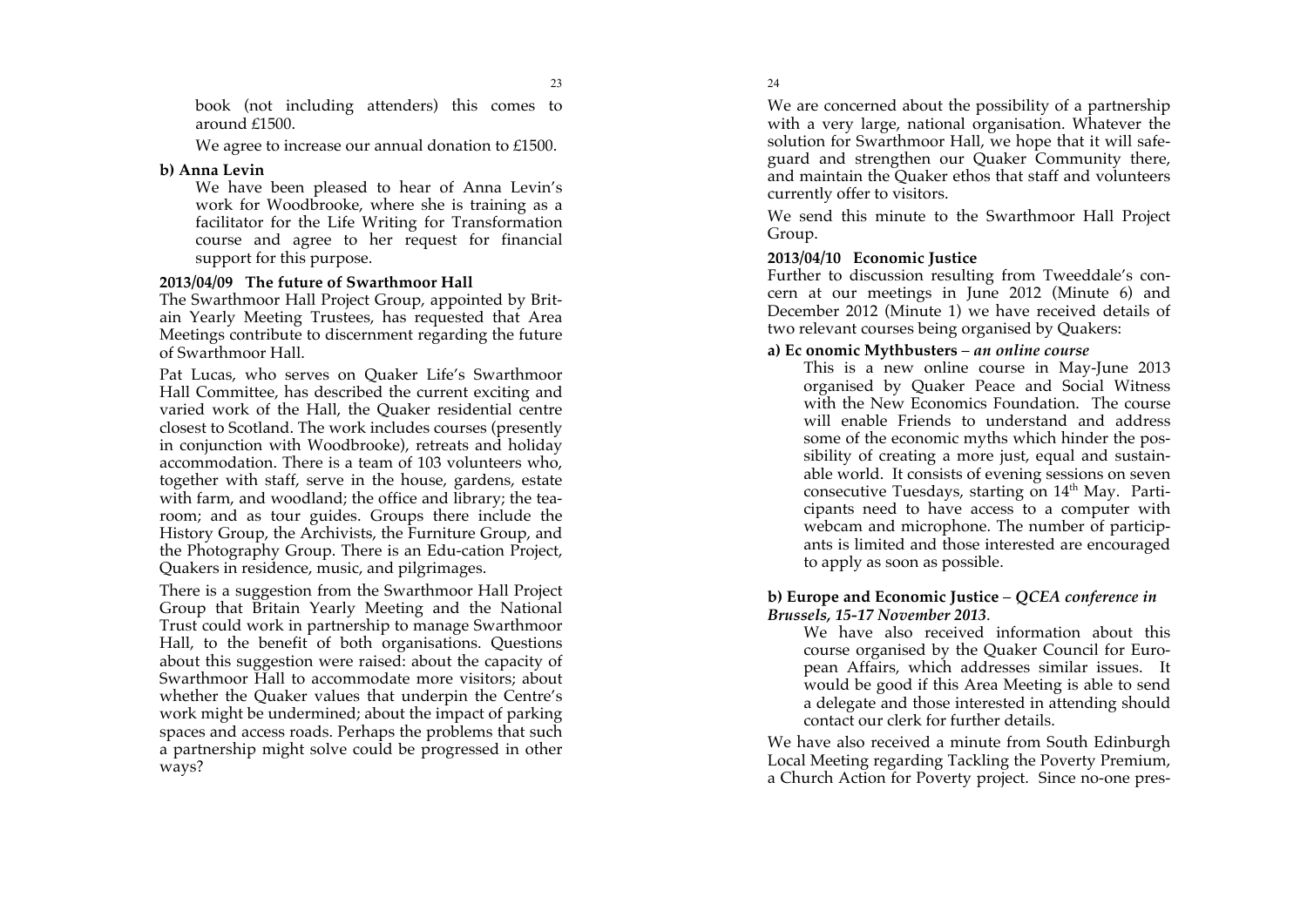book (not including attenders) this comes to around £1500.

We agree to increase our annual donation to £1500.

**b) Anna Levin**

We have been pleased to hear of Anna Levin's work for Woodbrooke, where she is training as a facilitator for the Life Writing for Transformation course and agree to her request for financial support for this purpose.

**2013/04/09 The future of Swarthmoor Hall**

The Swarthmoor Hall Project Group, appointed by Britain Yearly Meeting Trustees, has requested that Area Meetings contribute to discernment regarding the future of Swarthmoor Hall.

Pat Lucas, who serves on Quaker Life's Swarthmoor Hall Committee, has described the current exciting and varied work of the Hall, the Quaker residential centre closest to Scotland. The work includes courses (presently in conjunction with Woodbrooke), retreats and holiday accommodation. There is a team of 103 volunteers who, together with staff, serve in the house, gardens, estate with farm, and woodland; the office and library; the tearoom; and as tour guides. Groups there include the History Group, the Archivists, the Furniture Group, and the Photography Group. There is an Edu-cation Project, Quakers in residence, music, and pilgrimages.

There is a suggestion from the Swarthmoor Hall Project Group that Britain Yearly Meeting and the National Trust could work in partnership to manage Swarthmoor Hall, to the benefit of both organisations. Questions about this suggestion were raised: about the capacity of Swarthmoor Hall to accommodate more visitors; about whether the Quaker values that underpin the Centre's work might be undermined; about the impact of parking spaces and access roads. Perhaps the problems that such a partnership might solve could be progressed in other ways?

We are concerned about the possibility of a partnership with a very large, national organisation. Whatever the solution for Swarthmoor Hall, we hope that it will safeguard and strengthen our Quaker Community there, and maintain the Quaker ethos that staff and volunteers currently offer to visitors.

We send this minute to the Swarthmoor Hall Project Group.

**2013/04/10 Economic Justice**

Further to discussion resulting from Tweeddale's concern at our meetings in June 2012 (Minute 6) and December 2012 (Minute 1) we have received details of two relevant courses being organised by Quakers:

**a) Ec onomic Mythbusters** – ***an online course***

This is a new online course in May-June 2013 organised by Quaker Peace and Social Witness with the New Economics Foundation. The course will enable Friends to understand and address some of the economic myths which hinder the possibility of creating a more just, equal and sustainable world. It consists of evening sessions on seven consecutive Tuesdays, starting on 14th May. Participants need to have access to a computer with webcam and microphone. The number of participants is limited and those interested are encouraged to apply as soon as possible.

**b) Europe and Economic Justice** – ***QCEA conference in Brussels, 15-17 November 2013***.

We have also received information about this course organised by the Quaker Council for European Affairs, which addresses similar issues. It would be good if this Area Meeting is able to send a delegate and those interested in attending should contact our clerk for further details.

We have also received a minute from South Edinburgh Local Meeting regarding Tackling the Poverty Premium, a Church Action for Poverty project. Since no-one pres-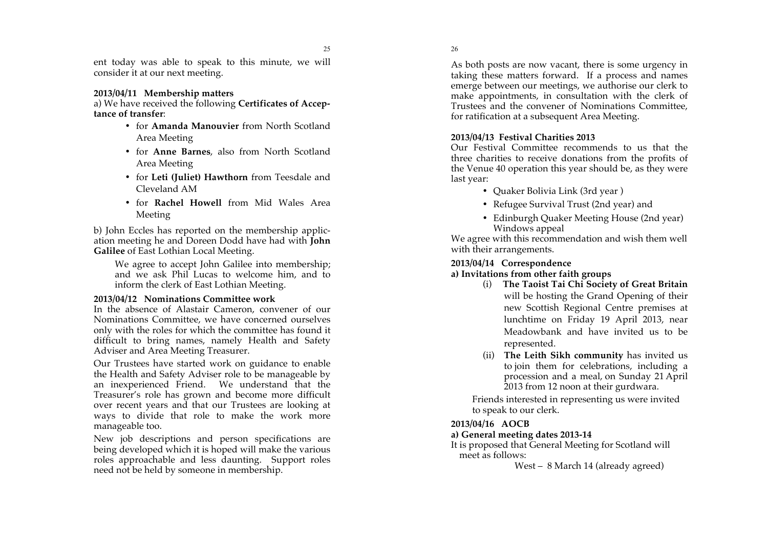ent today was able to speak to this minute, we will consider it at our next meeting.

**2013/04/11 Membership matters**

a) We have received the following **Certificates of Acceptance of transfer**:

- for **Amanda Manouvier** from North Scotland Area Meeting
- for **Anne Barnes**, also from North Scotland Area Meeting
- for **Leti (Juliet) Hawthorn** from Teesdale and Cleveland AM
- for **Rachel Howell** from Mid Wales Area Meeting

b) John Eccles has reported on the membership application meeting he and Doreen Dodd have had with **John Galilee** of East Lothian Local Meeting.

> We agree to accept John Galilee into membership; and we ask Phil Lucas to welcome him, and to inform the clerk of East Lothian Meeting.

**2013/04/12 Nominations Committee work**

In the absence of Alastair Cameron, convener of our Nominations Committee, we have concerned ourselves only with the roles for which the committee has found it difficult to bring names, namely Health and Safety Adviser and Area Meeting Treasurer.

Our Trustees have started work on guidance to enable the Health and Safety Adviser role to be manageable by an inexperienced Friend. We understand that the Treasurer's role has grown and become more difficult over recent years and that our Trustees are looking at ways to divide that role to make the work more manageable too.

New job descriptions and person specifications are being developed which it is hoped will make the various roles approachable and less daunting. Support roles need not be held by someone in membership.

As both posts are now vacant, there is some urgency in taking these matters forward. If a process and names emerge between our meetings, we authorise our clerk to make appointments, in consultation with the clerk of Trustees and the convener of Nominations Committee, for ratification at a subsequent Area Meeting.

**2013/04/13 Festival Charities 2013**

Our Festival Committee recommends to us that the three charities to receive donations from the profits of the Venue 40 operation this year should be, as they were last year:

- Quaker Bolivia Link (3rd year )
- Refugee Survival Trust (2nd year) and
- Edinburgh Quaker Meeting House (2nd year) Windows appeal

We agree with this recommendation and wish them well with their arrangements.

**2013/04/14 Correspondence**

**a) Invitations from other faith groups**

(i) **The Taoist Tai Chi Society of Great Britain** will be hosting the Grand Opening of their new Scottish Regional Centre premises at lunchtime on Friday 19 April 2013, near Meadowbank and have invited us to be represented.

(ii) **The Leith Sikh community** has invited us to join them for celebrations, including a procession and a meal, on Sunday 21 April 2013 from 12 noon at their gurdwara.

Friends interested in representing us were invited to speak to our clerk.

**2013/04/16 AOCB**

**a) General meeting dates 2013-14**

It is proposed that General Meeting for Scotland will meet as follows:

West – 8 March 14 (already agreed)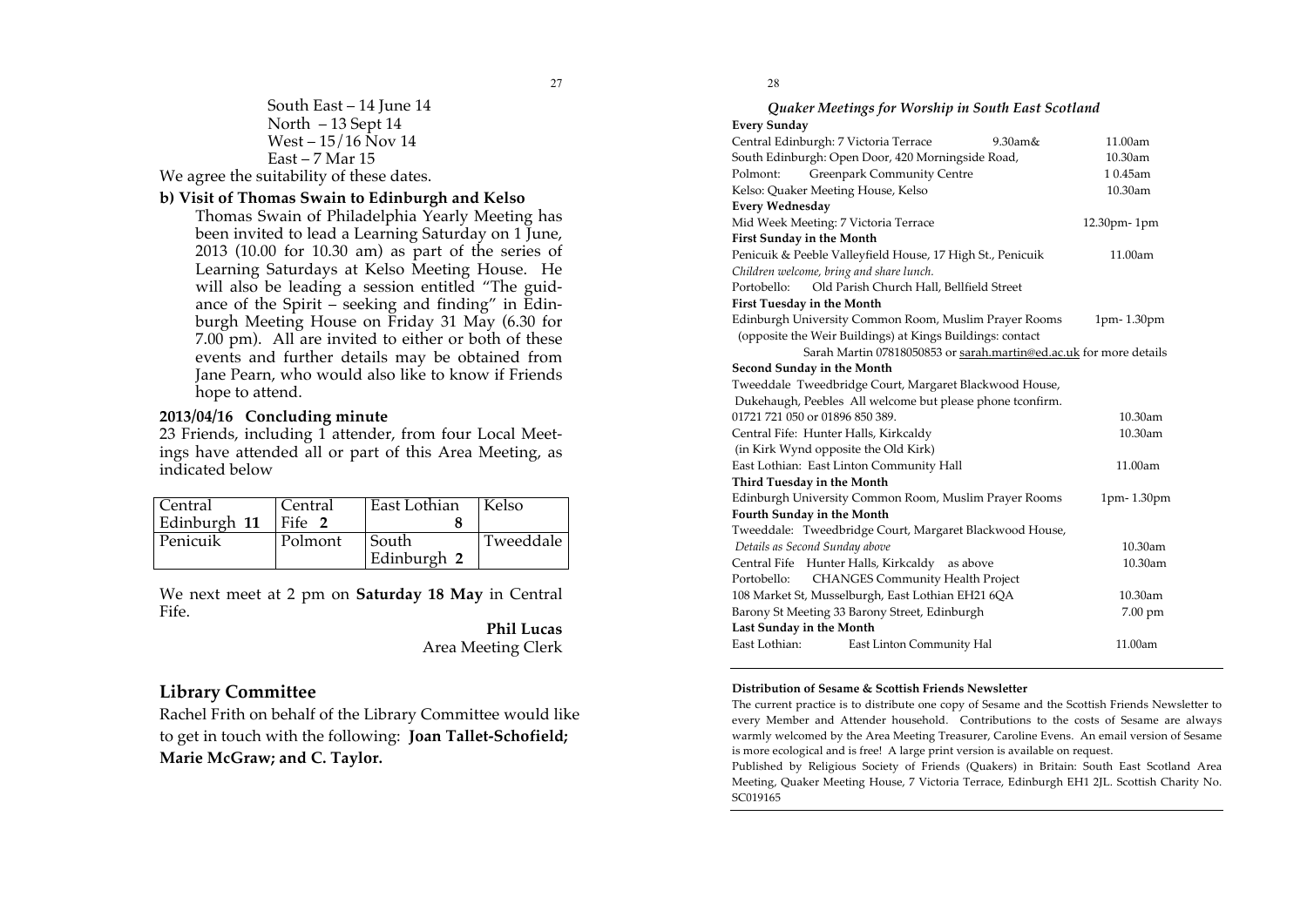South East – 14 June 14
North – 13 Sept 14
West – 15/16 Nov 14
East – 7 Mar 15

We agree the suitability of these dates.

**b) Visit of Thomas Swain to Edinburgh and Kelso**

Thomas Swain of Philadelphia Yearly Meeting has been invited to lead a Learning Saturday on 1 June, 2013 (10.00 for 10.30 am) as part of the series of Learning Saturdays at Kelso Meeting House. He will also be leading a session entitled "The guidance of the Spirit – seeking and finding" in Edinburgh Meeting House on Friday 31 May (6.30 for 7.00 pm). All are invited to either or both of these events and further details may be obtained from Jane Pearn, who would also like to know if Friends hope to attend.

**2013/04/16 Concluding minute**

23 Friends, including 1 attender, from four Local Meetings have attended all or part of this Area Meeting, as indicated below

| | | | |
|---|---|---|---|
| Central Edinburgh **11** | Central Fife **2** | East Lothian **8** | Kelso |
| Penicuik | Polmont | South Edinburgh **2** | Tweeddale |

We next meet at 2 pm on **Saturday 18 May** in Central Fife.

**Phil Lucas**
Area Meeting Clerk

## Library Committee

Rachel Frith on behalf of the Library Committee would like to get in touch with the following: **Joan Tallet-Schofield; Marie McGraw; and C. Taylor.**

### *Quaker Meetings for Worship in South East Scotland*

**Every Sunday**

| | |
|---|---|
| Central Edinburgh: 7 Victoria Terrace 9.30am& | 11.00am |
| South Edinburgh: Open Door, 420 Morningside Road, | 10.30am |
| Polmont: Greenpark Community Centre | 1 0.45am |
| Kelso: Quaker Meeting House, Kelso | 10.30am |

**Every Wednesday**

| | |
|---|---|
| Mid Week Meeting: 7 Victoria Terrace | 12.30pm- 1pm |

**First Sunday in the Month**

| | |
|---|---|
| Penicuik & Peeble Valleyfield House, 17 High St., Penicuik | 11.00am |

*Children welcome, bring and share lunch.*

Portobello: Old Parish Church Hall, Bellfield Street

**First Tuesday in the Month**

| | |
|---|---|
| Edinburgh University Common Room, Muslim Prayer Rooms | 1pm- 1.30pm |

(opposite the Weir Buildings) at Kings Buildings: contact
Sarah Martin 07818050853 or sarah.martin@ed.ac.uk for more details

**Second Sunday in the Month**

Tweeddale Tweedbridge Court, Margaret Blackwood House,
Dukehaugh, Peebles All welcome but please phone tconfirm.

| | |
|---|---|
| 01721 721 050 or 01896 850 389. | 10.30am |
| Central Fife: Hunter Halls, Kirkcaldy | 10.30am |

(in Kirk Wynd opposite the Old Kirk)

| | |
|---|---|
| East Lothian: East Linton Community Hall | 11.00am |

**Third Tuesday in the Month**

| | |
|---|---|
| Edinburgh University Common Room, Muslim Prayer Rooms | 1pm- 1.30pm |

**Fourth Sunday in the Month**

Tweeddale: Tweedbridge Court, Margaret Blackwood House,

| | |
|---|---|
| *Details as Second Sunday above* | 10.30am |
| Central Fife Hunter Halls, Kirkcaldy as above | 10.30am |

Portobello: CHANGES Community Health Project

| | |
|---|---|
| 108 Market St, Musselburgh, East Lothian EH21 6QA | 10.30am |
| Barony St Meeting 33 Barony Street, Edinburgh | 7.00 pm |

**Last Sunday in the Month**

| | |
|---|---|
| East Lothian: East Linton Community Hal | 11.00am |

**Distribution of Sesame & Scottish Friends Newsletter**

The current practice is to distribute one copy of Sesame and the Scottish Friends Newsletter to every Member and Attender household. Contributions to the costs of Sesame are always warmly welcomed by the Area Meeting Treasurer, Caroline Evens. An email version of Sesame is more ecological and is free! A large print version is available on request.

Published by Religious Society of Friends (Quakers) in Britain: South East Scotland Area Meeting, Quaker Meeting House, 7 Victoria Terrace, Edinburgh EH1 2JL. Scottish Charity No. SC019165